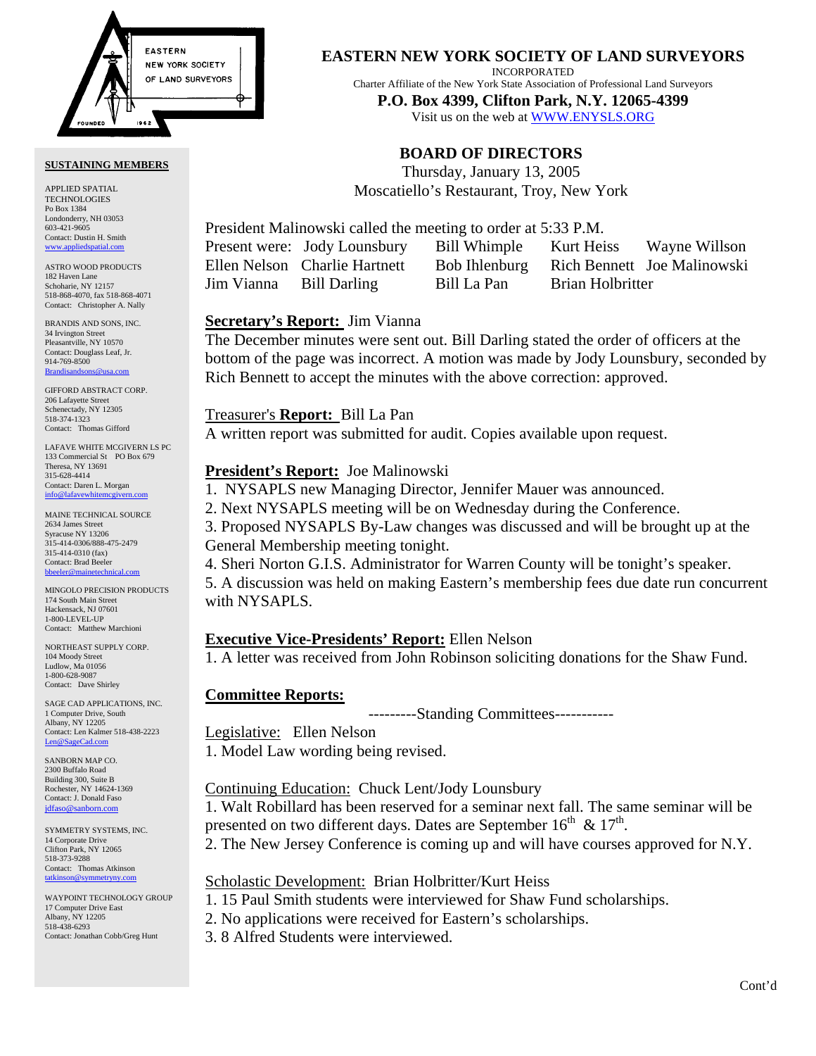# EASTERN NEW YORK SOCIETY OF LAND SURVEYORS

INCORPORATED

Charter Affiliate of the New York State Association of Professional Land Surveyors

**P.O. Box 4399, Clifton Park, N.Y. 12065-4399**

Visit us on the web at WWW.ENYSLS.ORG

## BOARD OF DIRECTORS

Thursday, January 13, 2005

Moscatiello's Restaurant, Troy, New York

President Malinowski called the meeting to order at 5:33 P.M.

| Present were: | Jody Lounsbury | Bill Whimple | Kurt Heiss | Wayne Willson |
|---|---|---|---|---|
| Ellen Nelson | Charlie Hartnett | Bob Ihlenburg | Rich Bennett | Joe Malinowski |
| Jim Vianna | Bill Darling | Bill La Pan | Brian Holbritter | |

**Secretary's Report:** Jim Vianna

The December minutes were sent out. Bill Darling stated the order of officers at the bottom of the page was incorrect. A motion was made by Jody Lounsbury, seconded by Rich Bennett to accept the minutes with the above correction: approved.

Treasurer's **Report:** Bill La Pan

A written report was submitted for audit. Copies available upon request.

**President's Report:** Joe Malinowski

1. NYSAPLS new Managing Director, Jennifer Mauer was announced.
2. Next NYSAPLS meeting will be on Wednesday during the Conference.
3. Proposed NYSAPLS By-Law changes was discussed and will be brought up at the General Membership meeting tonight.
4. Sheri Norton G.I.S. Administrator for Warren County will be tonight's speaker.
5. A discussion was held on making Eastern's membership fees due date run concurrent with NYSAPLS.

**Executive Vice-Presidents' Report:** Ellen Nelson

1. A letter was received from John Robinson soliciting donations for the Shaw Fund.

**Committee Reports:**

---------Standing Committees-----------

Legislative: Ellen Nelson

1. Model Law wording being revised.

Continuing Education: Chuck Lent/Jody Lounsbury

1. Walt Robillard has been reserved for a seminar next fall. The same seminar will be presented on two different days. Dates are September 16th & 17th.
2. The New Jersey Conference is coming up and will have courses approved for N.Y.

Scholastic Development: Brian Holbritter/Kurt Heiss

1. 15 Paul Smith students were interviewed for Shaw Fund scholarships.
2. No applications were received for Eastern's scholarships.
3. 8 Alfred Students were interviewed.

Cont'd

**SUSTAINING MEMBERS**

APPLIED SPATIAL TECHNOLOGIES
Po Box 1384
Londonderry, NH 03053
603-421-9605
Contact: Dustin H. Smith
www.appliedspatial.com

ASTRO WOOD PRODUCTS
182 Haven Lane
Schoharie, NY 12157
518-868-4070, fax 518-868-4071
Contact: Christopher A. Nally

BRANDIS AND SONS, INC.
34 Irvington Street
Pleasantville, NY 10570
Contact: Douglass Leaf, Jr.
914-769-8500
Brandisandsons@usa.com

GIFFORD ABSTRACT CORP.
206 Lafayette Street
Schenectady, NY 12305
518-374-1323
Contact: Thomas Gifford

LAFAVE WHITE MCGIVERN LS PC
133 Commercial St PO Box 679
Theresa, NY 13691
315-628-4414
Contact: Daren L. Morgan
info@lafavewhitemcgivern.com

MAINE TECHNICAL SOURCE
2634 James Street
Syracuse NY 13206
315-414-0306/888-475-2479
315-414-0310 (fax)
Contact: Brad Beeler
bbeeler@mainetechnical.com

MINGOLO PRECISION PRODUCTS
174 South Main Street
Hackensack, NJ 07601
1-800-LEVEL-UP
Contact: Matthew Marchioni

NORTHEAST SUPPLY CORP.
104 Moody Street
Ludlow, Ma 01056
1-800-628-9087
Contact: Dave Shirley

SAGE CAD APPLICATIONS, INC.
1 Computer Drive, South
Albany, NY 12205
Contact: Len Kalmer 518-438-2223
Len@SageCad.com

SANBORN MAP CO.
2300 Buffalo Road
Building 300, Suite B
Rochester, NY 14624-1369
Contact: J. Donald Faso
jdfaso@sanborn.com

SYMMETRY SYSTEMS, INC.
14 Corporate Drive
Clifton Park, NY 12065
518-373-9288
Contact: Thomas Atkinson
tatkinson@symmetryny.com

WAYPOINT TECHNOLOGY GROUP
17 Computer Drive East
Albany, NY 12205
518-438-6293
Contact: Jonathan Cobb/Greg Hunt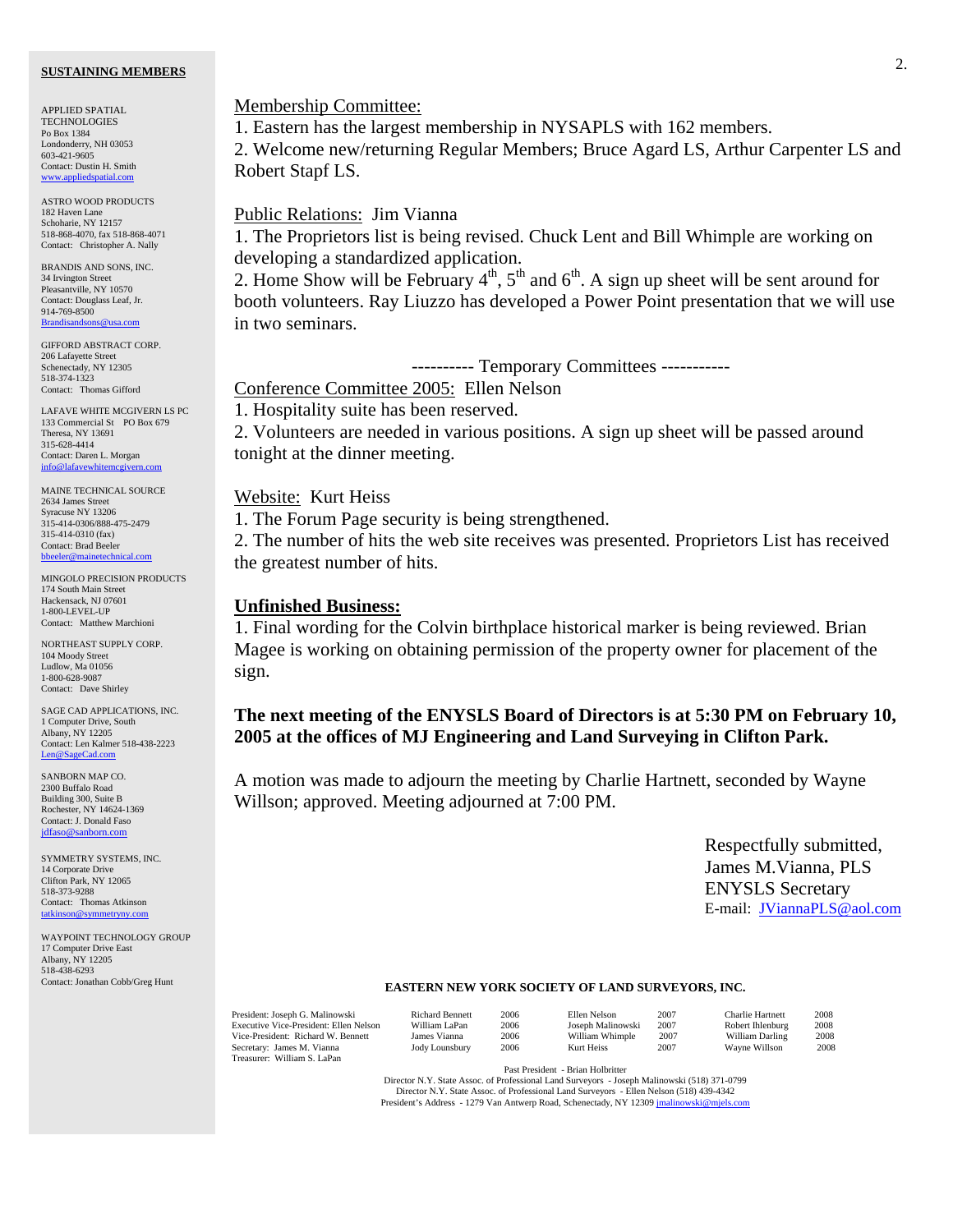**SUSTAINING MEMBERS**

APPLIED SPATIAL TECHNOLOGIES
Po Box 1384
Londonderry, NH 03053
603-421-9605
Contact: Dustin H. Smith
www.appliedspatial.com

ASTRO WOOD PRODUCTS
182 Haven Lane
Schoharie, NY 12157
518-868-4070, fax 518-868-4071
Contact: Christopher A. Nally

BRANDIS AND SONS, INC.
34 Irvington Street
Pleasantville, NY 10570
Contact: Douglass Leaf, Jr.
914-769-8500
Brandisandsons@usa.com

GIFFORD ABSTRACT CORP.
206 Lafayette Street
Schenectady, NY 12305
518-374-1323
Contact: Thomas Gifford

LAFAVE WHITE MCGIVERN LS PC
133 Commercial St PO Box 679
Theresa, NY 13691
315-628-4414
Contact: Daren L. Morgan
info@lafavewhitemcgivern.com

MAINE TECHNICAL SOURCE
2634 James Street
Syracuse NY 13206
315-414-0306/888-475-2479
315-414-0310 (fax)
Contact: Brad Beeler
bbeeler@mainetechnical.com

MINGOLO PRECISION PRODUCTS
174 South Main Street
Hackensack, NJ 07601
1-800-LEVEL-UP
Contact: Matthew Marchioni

NORTHEAST SUPPLY CORP.
104 Moody Street
Ludlow, Ma 01056
1-800-628-9087
Contact: Dave Shirley

SAGE CAD APPLICATIONS, INC.
1 Computer Drive, South
Albany, NY 12205
Contact: Len Kalmer 518-438-2223
Len@SageCad.com

SANBORN MAP CO.
2300 Buffalo Road
Building 300, Suite B
Rochester, NY 14624-1369
Contact: J. Donald Faso
jdfaso@sanborn.com

SYMMETRY SYSTEMS, INC.
14 Corporate Drive
Clifton Park, NY 12065
518-373-9288
Contact: Thomas Atkinson
tatkinson@symmetryny.com

WAYPOINT TECHNOLOGY GROUP
17 Computer Drive East
Albany, NY 12205
518-438-6293
Contact: Jonathan Cobb/Greg Hunt

Membership Committee:

1. Eastern has the largest membership in NYSAPLS with 162 members.
2. Welcome new/returning Regular Members; Bruce Agard LS, Arthur Carpenter LS and Robert Stapf LS.

Public Relations: Jim Vianna

1. The Proprietors list is being revised. Chuck Lent and Bill Whimple are working on developing a standardized application.
2. Home Show will be February 4th, 5th and 6th. A sign up sheet will be sent around for booth volunteers. Ray Liuzzo has developed a Power Point presentation that we will use in two seminars.

---------- Temporary Committees -----------

Conference Committee 2005: Ellen Nelson

1. Hospitality suite has been reserved.
2. Volunteers are needed in various positions. A sign up sheet will be passed around tonight at the dinner meeting.

Website: Kurt Heiss

1. The Forum Page security is being strengthened.
2. The number of hits the web site receives was presented. Proprietors List has received the greatest number of hits.

**Unfinished Business:**

1. Final wording for the Colvin birthplace historical marker is being reviewed. Brian Magee is working on obtaining permission of the property owner for placement of the sign.

**The next meeting of the ENYSLS Board of Directors is at 5:30 PM on February 10, 2005 at the offices of MJ Engineering and Land Surveying in Clifton Park.**

A motion was made to adjourn the meeting by Charlie Hartnett, seconded by Wayne Willson; approved. Meeting adjourned at 7:00 PM.

Respectfully submitted,
James M.Vianna, PLS
ENYSLS Secretary
E-mail: JViannaPLS@aol.com

**EASTERN NEW YORK SOCIETY OF LAND SURVEYORS, INC.**

| | | | | | | | |
|---|---|---|---|---|---|---|---|
| President: Joseph G. Malinowski | Richard Bennett | 2006 | Ellen Nelson | 2007 | Charlie Hartnett | 2008 |
| Executive Vice-President: Ellen Nelson | William LaPan | 2006 | Joseph Malinowski | 2007 | Robert Ihlenburg | 2008 |
| Vice-President: Richard W. Bennett | James Vianna | 2006 | William Whimple | 2007 | William Darling | 2008 |
| Secretary: James M. Vianna | Jody Lounsbury | 2006 | Kurt Heiss | 2007 | Wayne Willson | 2008 |
| Treasurer: William S. LaPan | | | | | | |

Past President - Brian Holbritter
Director N.Y. State Assoc. of Professional Land Surveyors - Joseph Malinowski (518) 371-0799
Director N.Y. State Assoc. of Professional Land Surveyors - Ellen Nelson (518) 439-4342
President's Address - 1279 Van Antwerp Road, Schenectady, NY 12309 jmalinowski@mjels.com